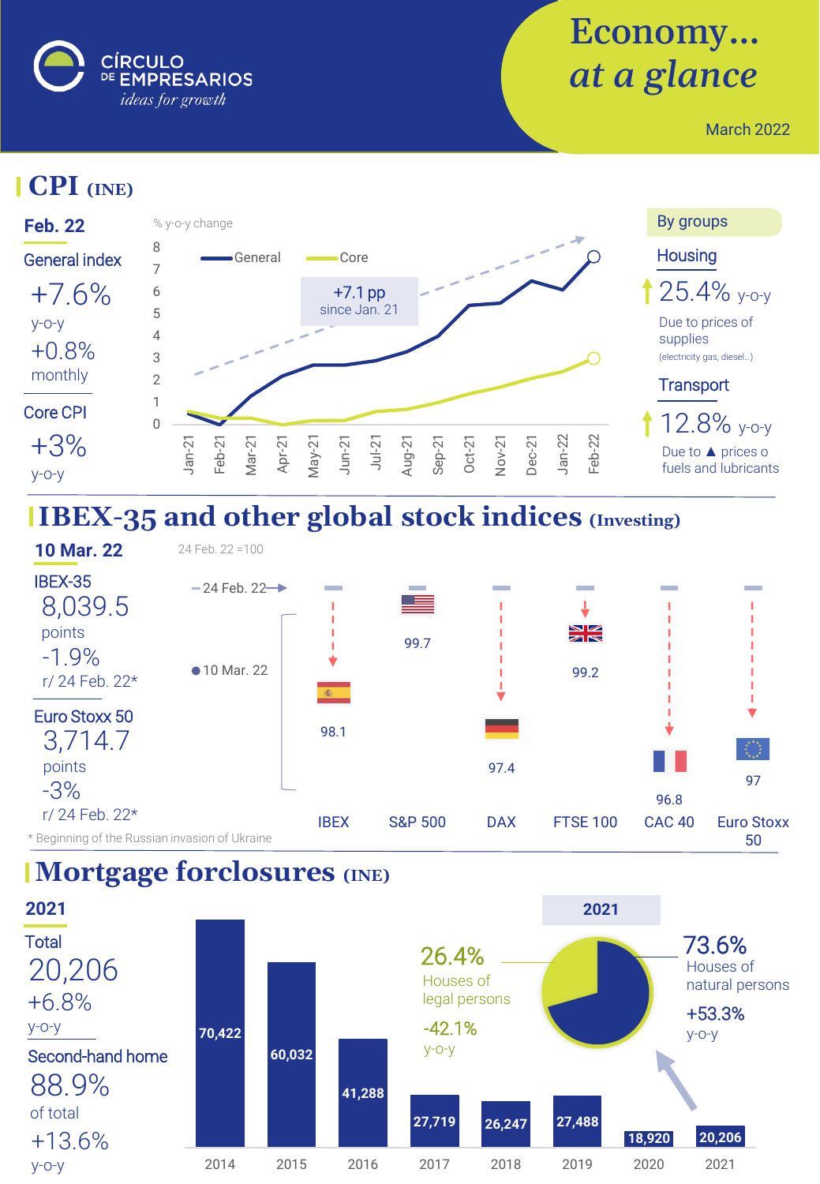CÍRCULO DE EMPRESARIOS
*ideas for growth*

# Economy... at a glance

March 2022

## CPI (INE)

**Feb. 22**

General index

+7.6%
y-o-y

+0.8%
monthly

Core CPI

+3%
y-o-y

% y-o-y change

General — Core

+7.1 pp
since Jan. 21

| | Jan-21 | Feb-21 | Mar-21 | Apr-21 | May-21 | Jun-21 | Jul-21 | Aug-21 | Sep-21 | Oct-21 | Nov-21 | Dec-21 | Jan-22 | Feb-22 |
|---|---|---|---|---|---|---|---|---|---|---|---|---|---|---|

**By groups**

Housing

25.4% y-o-y

Due to prices of supplies
(electricity gas, diesel...)

Transport

12.8% y-o-y

Due to ▲ prices o fuels and lubricants

## IBEX-35 and other global stock indices (Investing)

**10 Mar. 22**

IBEX-35
8,039.5
points
-1.9%
r/ 24 Feb. 22*

Euro Stoxx 50
3,714.7
points
-3%
r/ 24 Feb. 22*

24 Feb. 22 =100

| | IBEX | S&P 500 | DAX | FTSE 100 | CAC 40 | Euro Stoxx 50 |
|---|---|---|---|---|---|---|
| 10 Mar. 22 | 98.1 | 99.7 | 97.4 | 99.2 | 96.8 | 97 |

\* Beginning of the Russian invasion of Ukraine

## Mortgage forclosures (INE)

**2021**

Total
20,206
+6.8%
y-o-y

Second-hand home
88.9%
of total
+13.6%
y-o-y

| 2014 | 2015 | 2016 | 2017 | 2018 | 2019 | 2020 | 2021 |
|---|---|---|---|---|---|---|---|
| 70,422 | 60,032 | 41,288 | 27,719 | 26,247 | 27,488 | 18,920 | 20,206 |

**2021**

26.4%
Houses of legal persons
-42.1%
y-o-y

73.6%
Houses of natural persons
+53.3%
y-o-y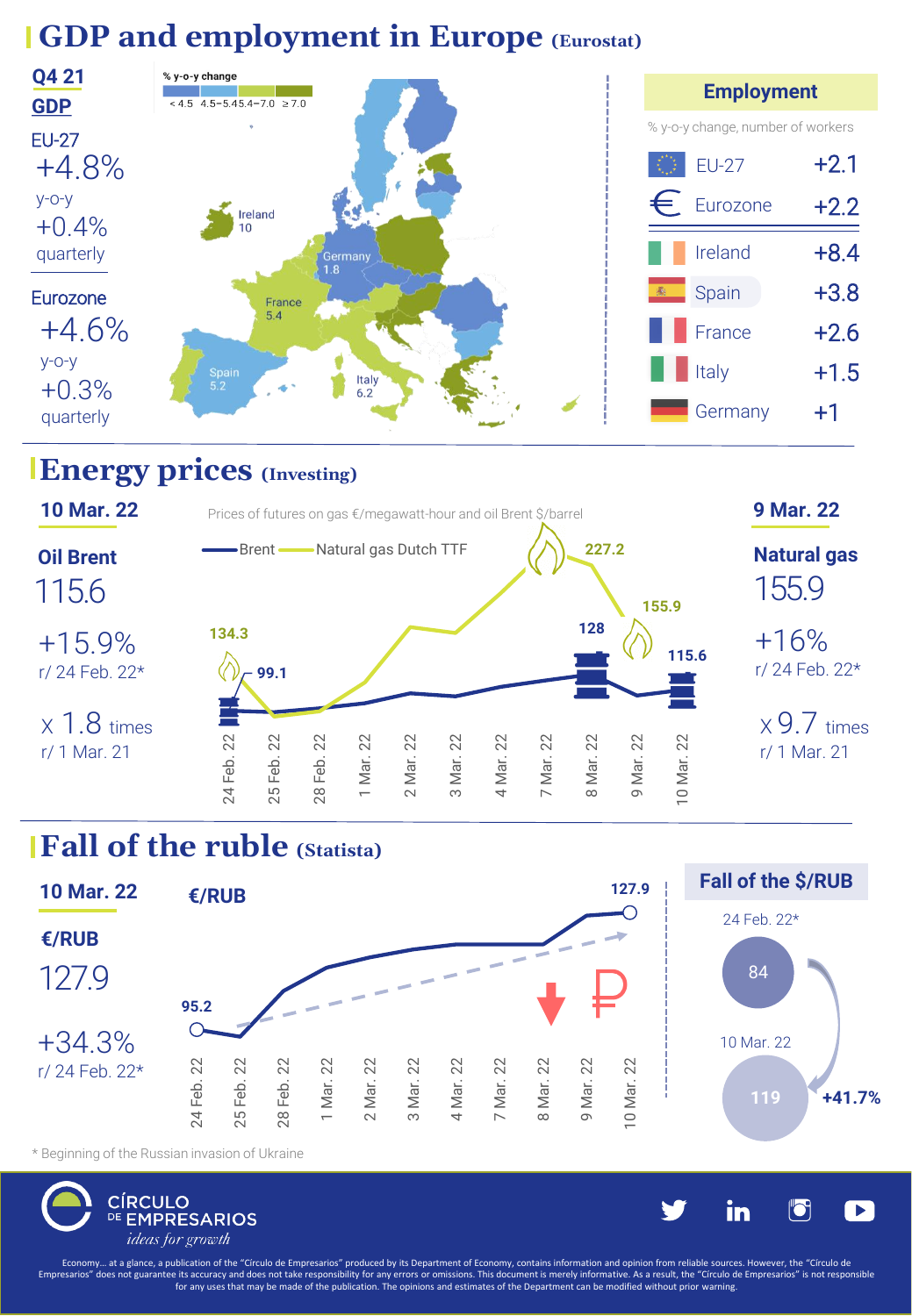# GDP and employment in Europe (Eurostat)

**Q4 21**
**GDP**

EU-27
+4.8%
y-o-y
+0.4%
quarterly

Eurozone
+4.6%
y-o-y
+0.3%
quarterly

% y-o-y change
< 4.5 | 4.5–5.4 | 5.4–7.0 | ≥ 7.0

Ireland 10
Germany 1.8
France 5.4
Spain 5.2
Italy 6.2

## Employment

% y-o-y change, number of workers

| | |
|---|---|
| EU-27 | +2.1 |
| Eurozone | +2.2 |
| Ireland | +8.4 |
| Spain | +3.8 |
| France | +2.6 |
| Italy | +1.5 |
| Germany | +1 |

# Energy prices (Investing)

**10 Mar. 22**

**Oil Brent**
115.6

+15.9%
r/ 24 Feb. 22*

x 1.8 times
r/ 1 Mar. 21

Prices of futures on gas €/megawatt-hour and oil Brent $/barrel

Brent — Natural gas Dutch TTF

134.3
99.1
227.2
128
155.9
115.6

24 Feb. 22, 25 Feb. 22, 28 Feb. 22, 1 Mar. 22, 2 Mar. 22, 3 Mar. 22, 4 Mar. 22, 7 Mar. 22, 8 Mar. 22, 9 Mar. 22, 10 Mar. 22

**9 Mar. 22**

**Natural gas**
155.9

+16%
r/ 24 Feb. 22*

x 9.7 times
r/ 1 Mar. 21

# Fall of the ruble (Statista)

**10 Mar. 22**

**€/RUB**
127.9

+34.3%
r/ 24 Feb. 22*

**€/RUB**

95.2
127.9

24 Feb. 22, 25 Feb. 22, 28 Feb. 22, 1 Mar. 22, 2 Mar. 22, 3 Mar. 22, 4 Mar. 22, 7 Mar. 22, 8 Mar. 22, 9 Mar. 22, 10 Mar. 22

## Fall of the $/RUB

24 Feb. 22*
84

10 Mar. 22
119

+41.7%

\* Beginning of the Russian invasion of Ukraine

CÍRCULO DE EMPRESARIOS
*ideas for growth*

Economy... at a glance, a publication of the "Círculo de Empresarios" produced by its Department of Economy, contains information and opinion from reliable sources. However, the "Círculo de Empresarios" does not guarantee its accuracy and does not take responsibility for any errors or omissions. This document is merely informative. As a result, the "Círculo de Empresarios" is not responsible for any uses that may be made of the publication. The opinions and estimates of the Department can be modified without prior warning.